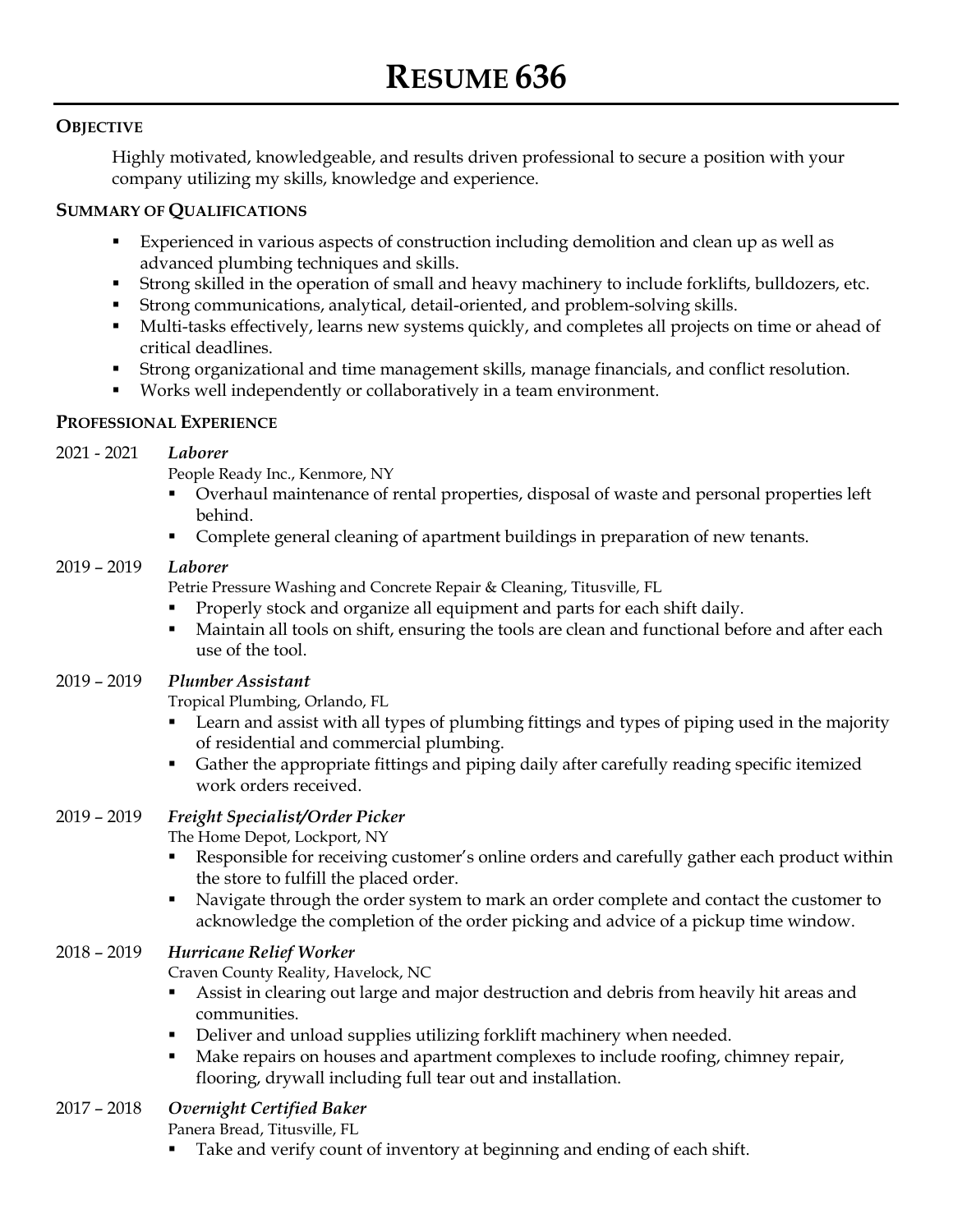# RESUME 636

## OBJECTIVE

Highly motivated, knowledgeable, and results driven professional to secure a position with your company utilizing my skills, knowledge and experience.

## SUMMARY OF QUALIFICATIONS

- Experienced in various aspects of construction including demolition and clean up as well as advanced plumbing techniques and skills.
- Strong skilled in the operation of small and heavy machinery to include forklifts, bulldozers, etc.
- Strong communications, analytical, detail-oriented, and problem-solving skills.
- Multi-tasks effectively, learns new systems quickly, and completes all projects on time or ahead of critical deadlines.
- Strong organizational and time management skills, manage financials, and conflict resolution.
- Works well independently or collaboratively in a team environment.

## PROFESSIONAL EXPERIENCE

2021 - 2021 ***Laborer***
People Ready Inc., Kenmore, NY
- Overhaul maintenance of rental properties, disposal of waste and personal properties left behind.
- Complete general cleaning of apartment buildings in preparation of new tenants.

2019 – 2019 ***Laborer***
Petrie Pressure Washing and Concrete Repair & Cleaning, Titusville, FL
- Properly stock and organize all equipment and parts for each shift daily.
- Maintain all tools on shift, ensuring the tools are clean and functional before and after each use of the tool.

2019 – 2019 ***Plumber Assistant***
Tropical Plumbing, Orlando, FL
- Learn and assist with all types of plumbing fittings and types of piping used in the majority of residential and commercial plumbing.
- Gather the appropriate fittings and piping daily after carefully reading specific itemized work orders received.

2019 – 2019 ***Freight Specialist/Order Picker***
The Home Depot, Lockport, NY
- Responsible for receiving customer's online orders and carefully gather each product within the store to fulfill the placed order.
- Navigate through the order system to mark an order complete and contact the customer to acknowledge the completion of the order picking and advice of a pickup time window.

2018 – 2019 ***Hurricane Relief Worker***
Craven County Reality, Havelock, NC
- Assist in clearing out large and major destruction and debris from heavily hit areas and communities.
- Deliver and unload supplies utilizing forklift machinery when needed.
- Make repairs on houses and apartment complexes to include roofing, chimney repair, flooring, drywall including full tear out and installation.

2017 – 2018 ***Overnight Certified Baker***
Panera Bread, Titusville, FL
- Take and verify count of inventory at beginning and ending of each shift.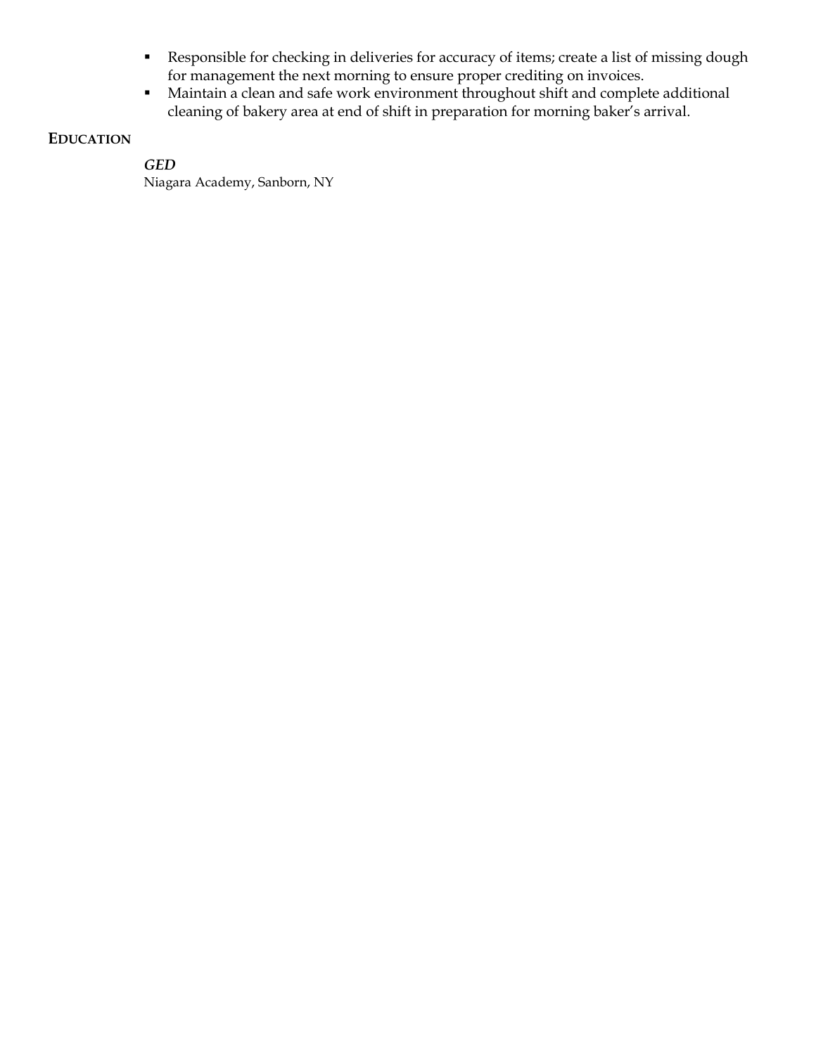- Responsible for checking in deliveries for accuracy of items; create a list of missing dough for management the next morning to ensure proper crediting on invoices.
- Maintain a clean and safe work environment throughout shift and complete additional cleaning of bakery area at end of shift in preparation for morning baker's arrival.

## EDUCATION

***GED***
Niagara Academy, Sanborn, NY